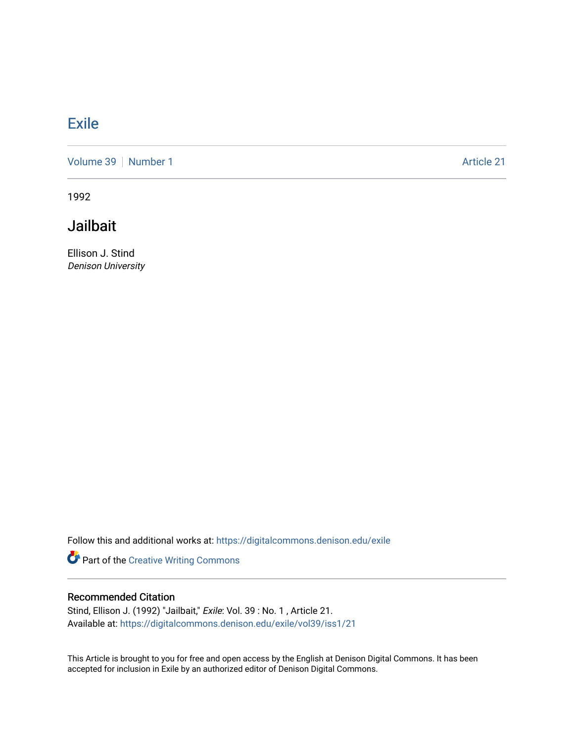# Exile

Volume 39 | Number 1 Article 21

1992

## Jailbait

Ellison J. Stind
*Denison University*

Follow this and additional works at: https://digitalcommons.denison.edu/exile

Part of the Creative Writing Commons

### Recommended Citation

Stind, Ellison J. (1992) "Jailbait," *Exile*: Vol. 39 : No. 1 , Article 21.
Available at: https://digitalcommons.denison.edu/exile/vol39/iss1/21

This Article is brought to you for free and open access by the English at Denison Digital Commons. It has been accepted for inclusion in Exile by an authorized editor of Denison Digital Commons.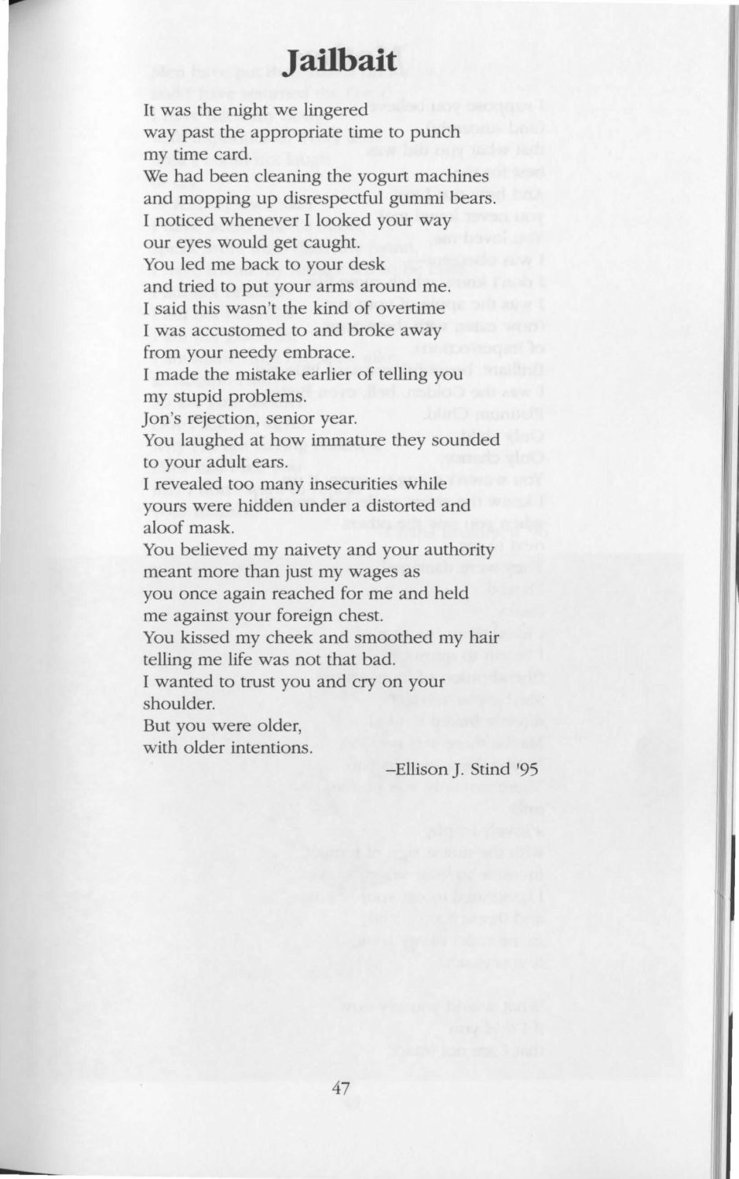# Jailbait

It was the night we lingered
way past the appropriate time to punch
my time card.
We had been cleaning the yogurt machines
and mopping up disrespectful gummi bears.
I noticed whenever I looked your way
our eyes would get caught.
You led me back to your desk
and tried to put your arms around me.
I said this wasn't the kind of overtime
I was accustomed to and broke away
from your needy embrace.
I made the mistake earlier of telling you
my stupid problems.
Jon's rejection, senior year.
You laughed at how immature they sounded
to your adult ears.
I revealed too many insecurities while
yours were hidden under a distorted and
aloof mask.
You believed my naivety and your authority
meant more than just my wages as
you once again reached for me and held
me against your foreign chest.
You kissed my cheek and smoothed my hair
telling me life was not that bad.
I wanted to trust you and cry on your
shoulder.
But you were older,
with older intentions.

–Ellison J. Stind '95